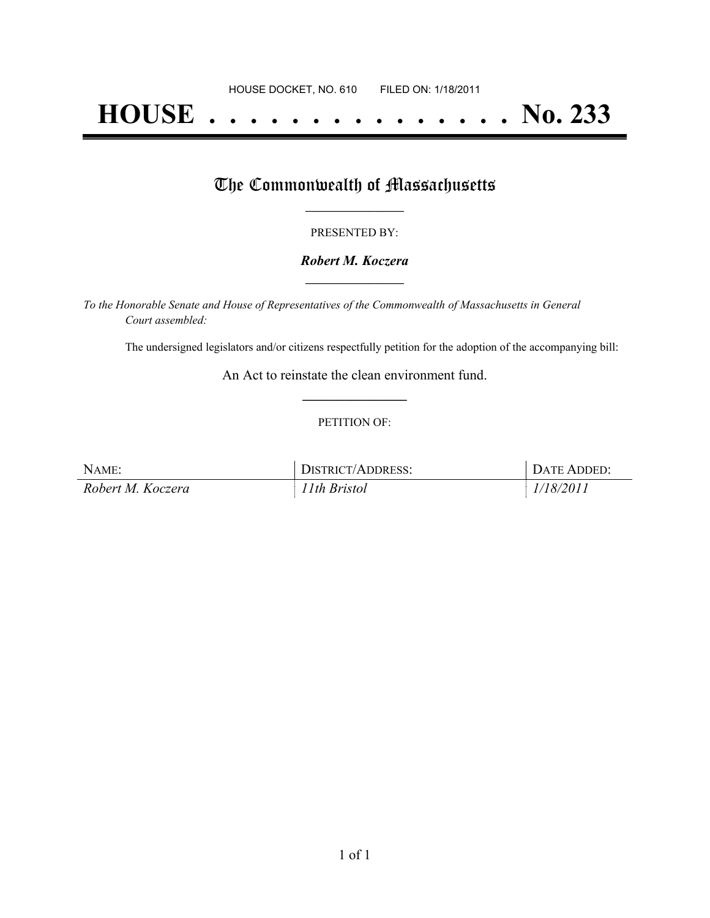HOUSE DOCKET, NO. 610 FILED ON: 1/18/2011

# HOUSE . . . . . . . . . . . . . . . No. 233

## The Commonwealth of Massachusetts

PRESENTED BY:

***Robert M. Koczera***

*To the Honorable Senate and House of Representatives of the Commonwealth of Massachusetts in General Court assembled:*

The undersigned legislators and/or citizens respectfully petition for the adoption of the accompanying bill:

An Act to reinstate the clean environment fund.

PETITION OF:

| NAME: | DISTRICT/ADDRESS: | DATE ADDED: |
|---|---|---|
| *Robert M. Koczera* | *11th Bristol* | *1/18/2011* |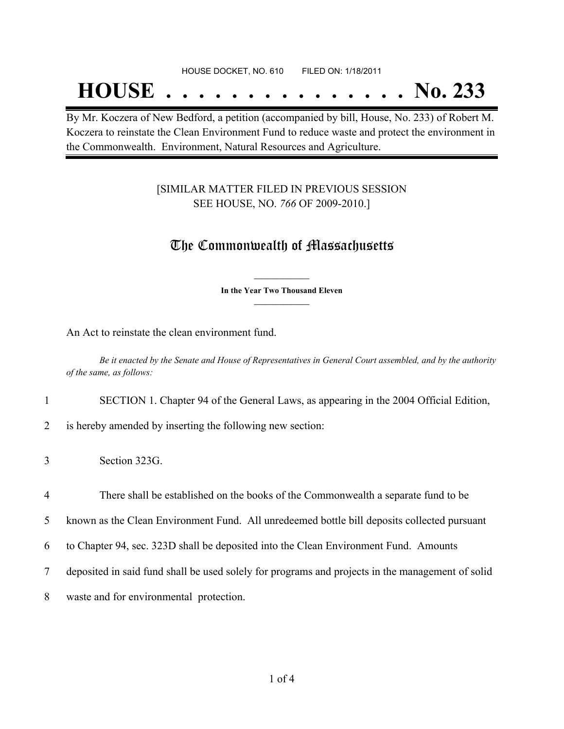HOUSE DOCKET, NO. 610        FILED ON: 1/18/2011

# HOUSE . . . . . . . . . . . . . . . No. 233

By Mr. Koczera of New Bedford, a petition (accompanied by bill, House, No. 233) of Robert M. Koczera to reinstate the Clean Environment Fund to reduce waste and protect the environment in the Commonwealth. Environment, Natural Resources and Agriculture.

[SIMILAR MATTER FILED IN PREVIOUS SESSION
SEE HOUSE, NO. *766* OF 2009-2010.]

## The Commonwealth of Massachusetts

**In the Year Two Thousand Eleven**

An Act to reinstate the clean environment fund.

*Be it enacted by the Senate and House of Representatives in General Court assembled, and by the authority of the same, as follows:*

1 SECTION 1. Chapter 94 of the General Laws, as appearing in the 2004 Official Edition,
2 is hereby amended by inserting the following new section:

3 Section 323G.

4 There shall be established on the books of the Commonwealth a separate fund to be
5 known as the Clean Environment Fund. All unredeemed bottle bill deposits collected pursuant
6 to Chapter 94, sec. 323D shall be deposited into the Clean Environment Fund. Amounts
7 deposited in said fund shall be used solely for programs and projects in the management of solid
8 waste and for environmental protection.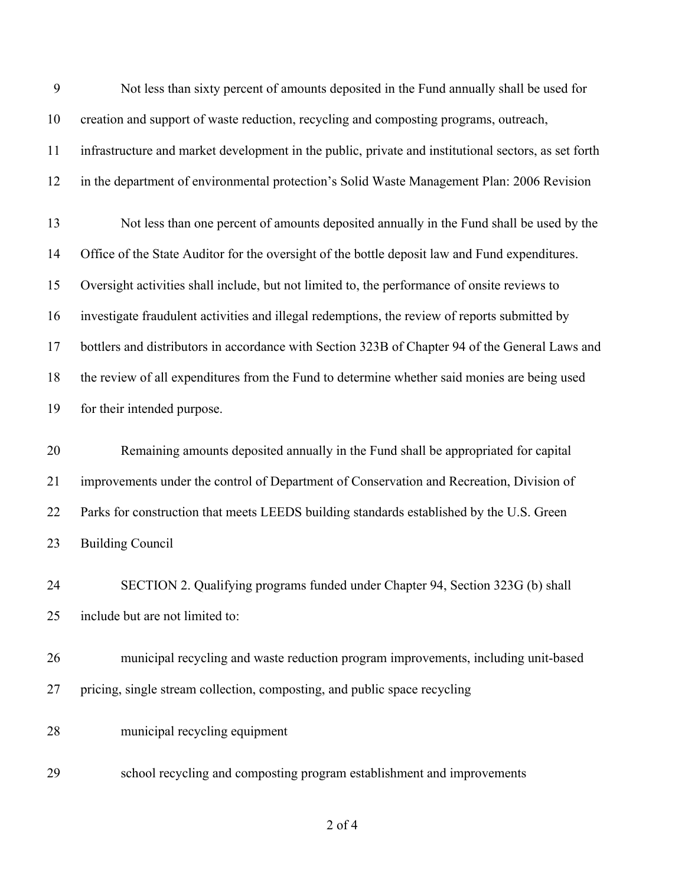Not less than sixty percent of amounts deposited in the Fund annually shall be used for creation and support of waste reduction, recycling and composting programs, outreach, infrastructure and market development in the public, private and institutional sectors, as set forth in the department of environmental protection's Solid Waste Management Plan: 2006 Revision

Not less than one percent of amounts deposited annually in the Fund shall be used by the Office of the State Auditor for the oversight of the bottle deposit law and Fund expenditures. Oversight activities shall include, but not limited to, the performance of onsite reviews to investigate fraudulent activities and illegal redemptions, the review of reports submitted by bottlers and distributors in accordance with Section 323B of Chapter 94 of the General Laws and the review of all expenditures from the Fund to determine whether said monies are being used for their intended purpose.

Remaining amounts deposited annually in the Fund shall be appropriated for capital improvements under the control of Department of Conservation and Recreation, Division of Parks for construction that meets LEEDS building standards established by the U.S. Green Building Council

SECTION 2. Qualifying programs funded under Chapter 94, Section 323G (b) shall include but are not limited to:

municipal recycling and waste reduction program improvements, including unit-based pricing, single stream collection, composting, and public space recycling

municipal recycling equipment

school recycling and composting program establishment and improvements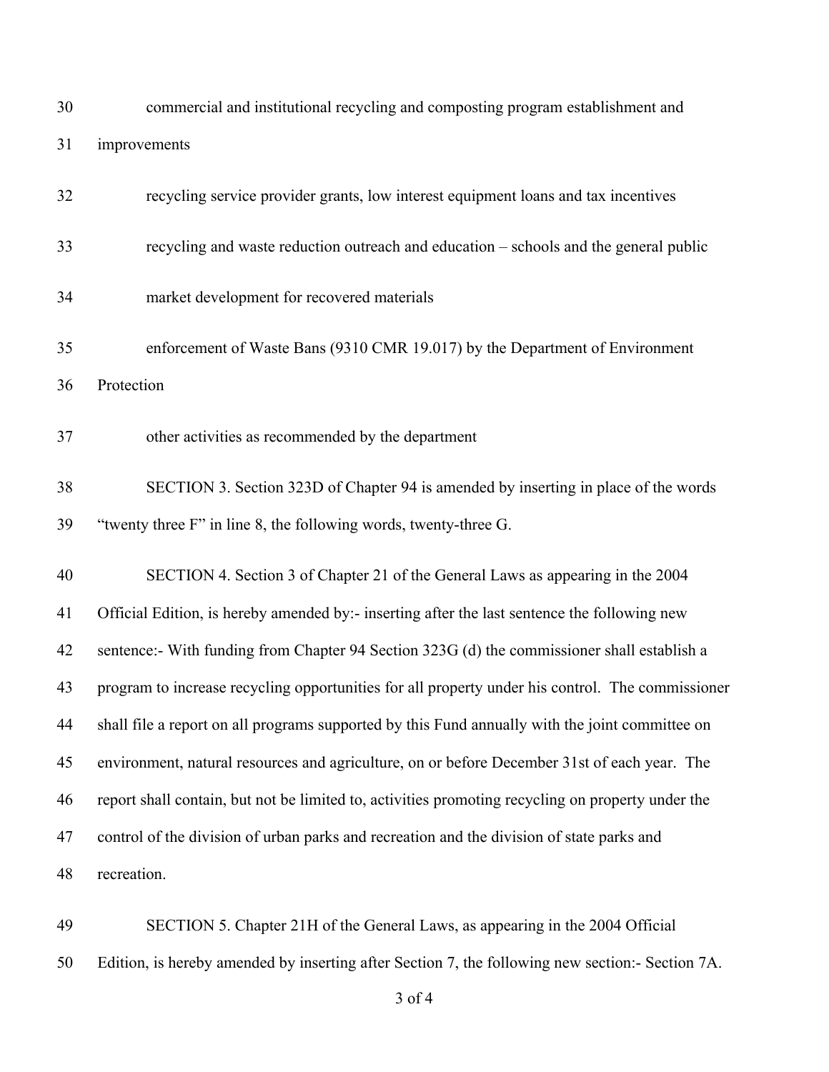commercial and institutional recycling and composting program establishment and improvements

recycling service provider grants, low interest equipment loans and tax incentives

recycling and waste reduction outreach and education – schools and the general public

market development for recovered materials

enforcement of Waste Bans (9310 CMR 19.017) by the Department of Environment Protection

other activities as recommended by the department

SECTION 3. Section 323D of Chapter 94 is amended by inserting in place of the words "twenty three F" in line 8, the following words, twenty-three G.

SECTION 4. Section 3 of Chapter 21 of the General Laws as appearing in the 2004 Official Edition, is hereby amended by:- inserting after the last sentence the following new sentence:- With funding from Chapter 94 Section 323G (d) the commissioner shall establish a program to increase recycling opportunities for all property under his control. The commissioner shall file a report on all programs supported by this Fund annually with the joint committee on environment, natural resources and agriculture, on or before December 31st of each year. The report shall contain, but not be limited to, activities promoting recycling on property under the control of the division of urban parks and recreation and the division of state parks and recreation.

SECTION 5. Chapter 21H of the General Laws, as appearing in the 2004 Official Edition, is hereby amended by inserting after Section 7, the following new section:- Section 7A.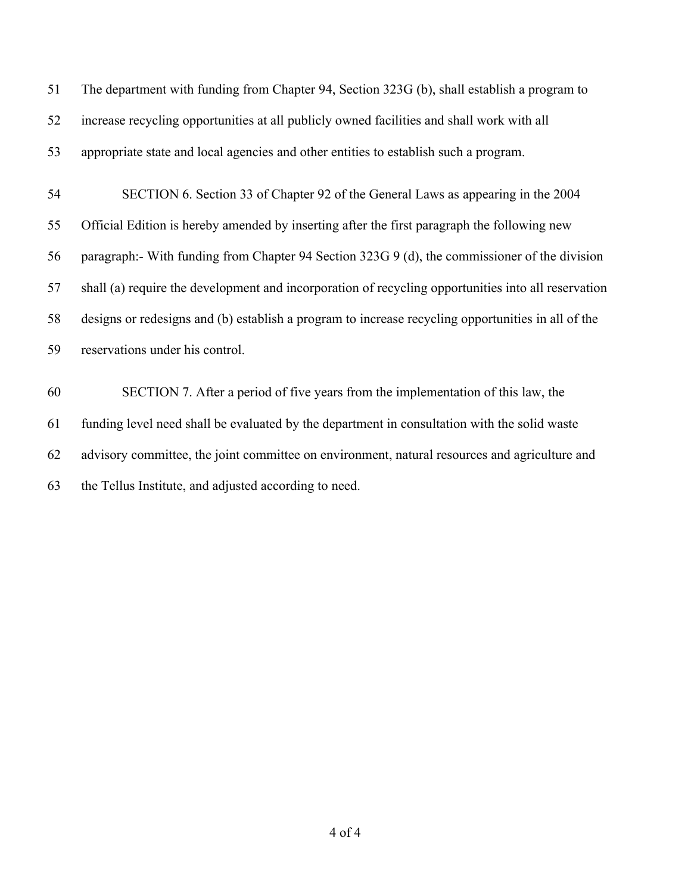The department with funding from Chapter 94, Section 323G (b), shall establish a program to increase recycling opportunities at all publicly owned facilities and shall work with all appropriate state and local agencies and other entities to establish such a program.

SECTION 6. Section 33 of Chapter 92 of the General Laws as appearing in the 2004 Official Edition is hereby amended by inserting after the first paragraph the following new paragraph:- With funding from Chapter 94 Section 323G 9 (d), the commissioner of the division shall (a) require the development and incorporation of recycling opportunities into all reservation designs or redesigns and (b) establish a program to increase recycling opportunities in all of the reservations under his control.

SECTION 7. After a period of five years from the implementation of this law, the funding level need shall be evaluated by the department in consultation with the solid waste advisory committee, the joint committee on environment, natural resources and agriculture and the Tellus Institute, and adjusted according to need.